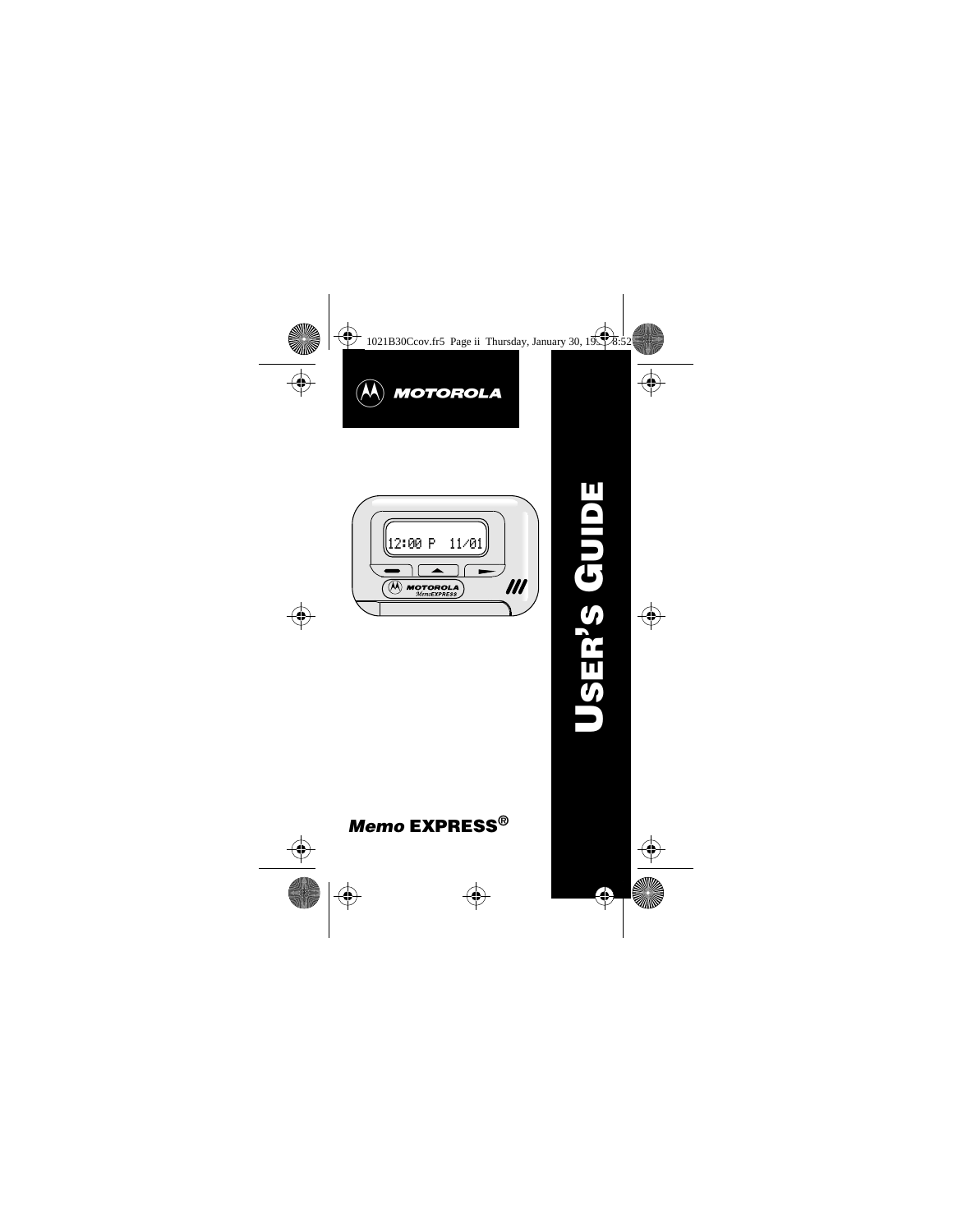MOTOROLA

# USER'S GUIDE

***Memo* EXPRESS®**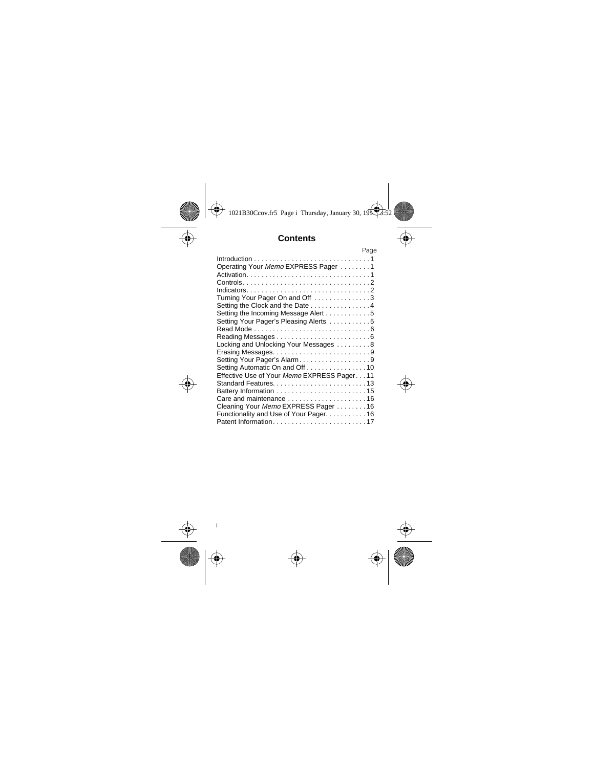## Contents

| | Page |
|---|---|
| Introduction | 1 |
| Operating Your *Memo* EXPRESS Pager | 1 |
| Activation | 1 |
| Controls | 2 |
| Indicators | 2 |
| Turning Your Pager On and Off | 3 |
| Setting the Clock and the Date | 4 |
| Setting the Incoming Message Alert | 5 |
| Setting Your Pager's Pleasing Alerts | 5 |
| Read Mode | 6 |
| Reading Messages | 6 |
| Locking and Unlocking Your Messages | 8 |
| Erasing Messages | 9 |
| Setting Your Pager's Alarm | 9 |
| Setting Automatic On and Off | 10 |
| Effective Use of Your *Memo* EXPRESS Pager | 11 |
| Standard Features | 13 |
| Battery Information | 15 |
| Care and maintenance | 16 |
| Cleaning Your *Memo* EXPRESS Pager | 16 |
| Functionality and Use of Your Pager | 16 |
| Patent Information | 17 |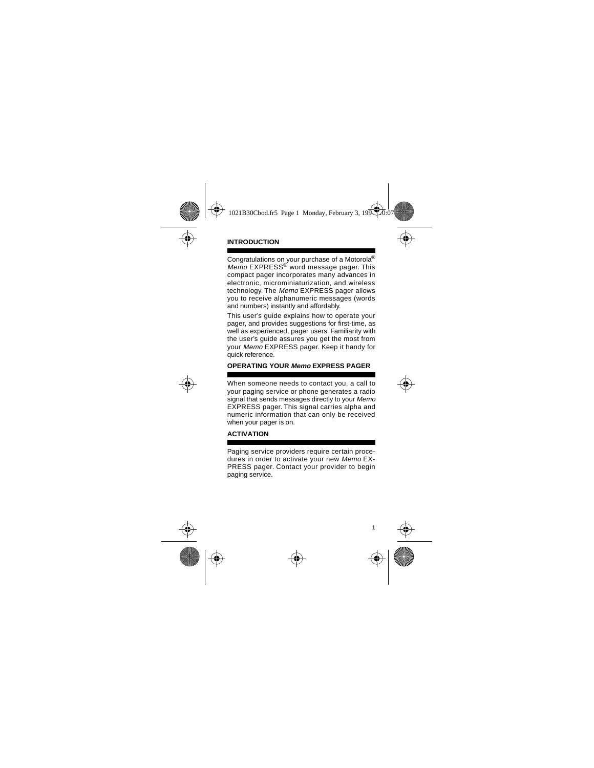## INTRODUCTION

Congratulations on your purchase of a Motorola® *Memo* EXPRESS® word message pager. This compact pager incorporates many advances in electronic, microminiaturization, and wireless technology. The *Memo* EXPRESS pager allows you to receive alphanumeric messages (words and numbers) instantly and affordably.

This user's guide explains how to operate your pager, and provides suggestions for first-time, as well as experienced, pager users. Familiarity with the user's guide assures you get the most from your *Memo* EXPRESS pager. Keep it handy for quick reference.

## OPERATING YOUR *Memo* EXPRESS PAGER

When someone needs to contact you, a call to your paging service or phone generates a radio signal that sends messages directly to your *Memo* EXPRESS pager. This signal carries alpha and numeric information that can only be received when your pager is on.

## ACTIVATION

Paging service providers require certain procedures in order to activate your new *Memo* EXPRESS pager. Contact your provider to begin paging service.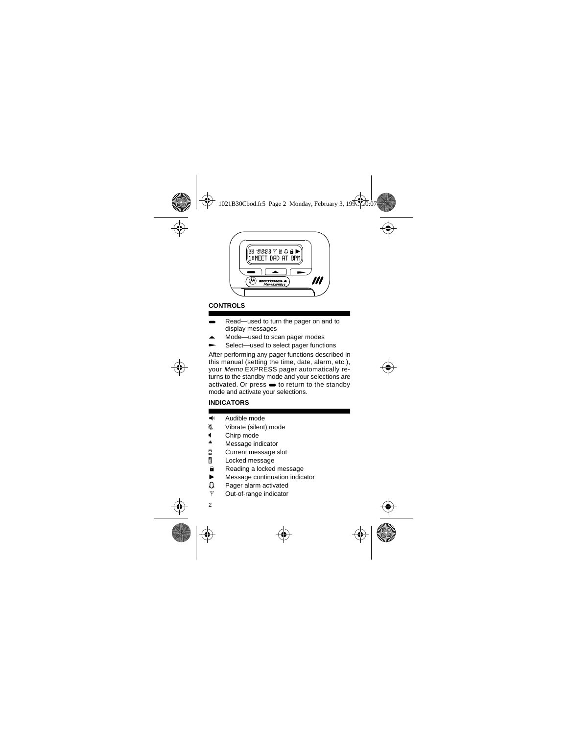## CONTROLS

- Read—used to turn the pager on and to display messages
- Mode—used to scan pager modes
- Select—used to select pager functions

After performing any pager functions described in this manual (setting the time, date, alarm, etc.), your *Memo* EXPRESS pager automatically returns to the standby mode and your selections are activated. Or press ▬ to return to the standby mode and activate your selections.

## INDICATORS

- Audible mode
- Vibrate (silent) mode
- Chirp mode
- Message indicator
- Current message slot
- Locked message
- Reading a locked message
- Message continuation indicator
- Pager alarm activated
- Out-of-range indicator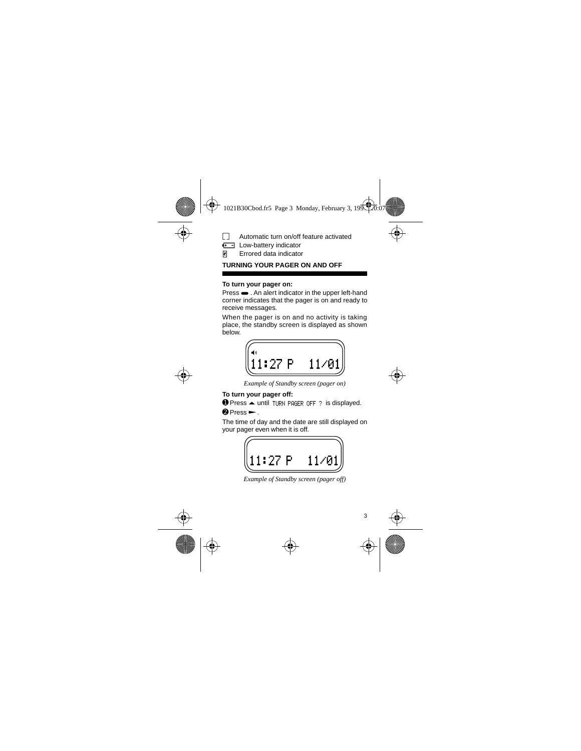☐ Automatic turn on/off feature activated

Low-battery indicator

Errored data indicator

## TURNING YOUR PAGER ON AND OFF

**To turn your pager on:**

Press ▬ . An alert indicator in the upper left-hand corner indicates that the pager is on and ready to receive messages.

When the pager is on and no activity is taking place, the standby screen is displayed as shown below.

```
◀›
11:27 P   11/01
```

*Example of Standby screen (pager on)*

**To turn your pager off:**

❶ Press ▲ until TURN PAGER OFF ? is displayed.

❷ Press ►.

The time of day and the date are still displayed on your pager even when it is off.

```
11:27 P   11/01
```

*Example of Standby screen (pager off)*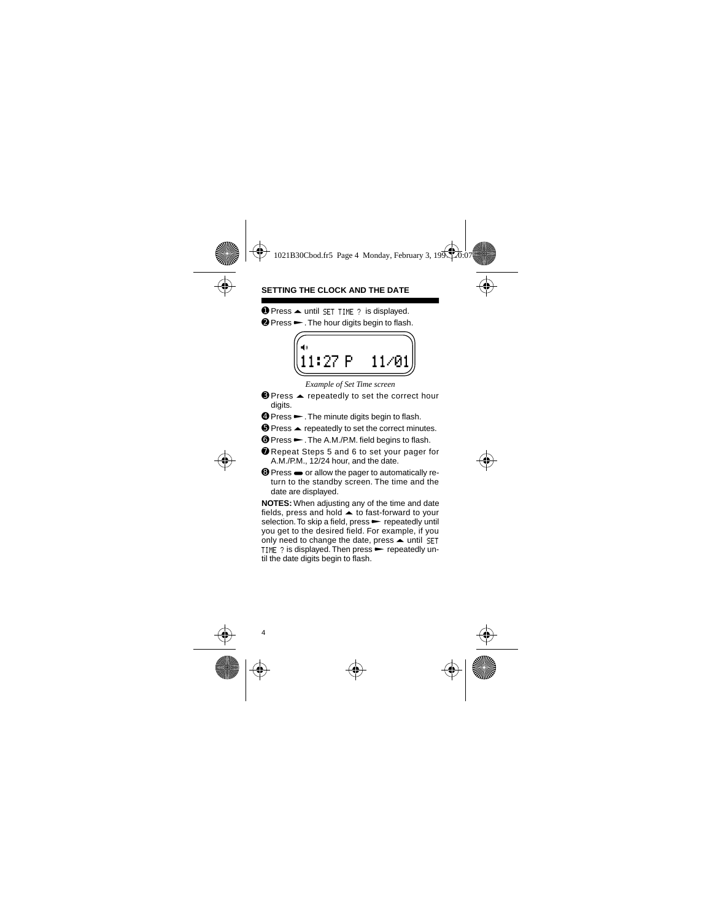## SETTING THE CLOCK AND THE DATE

❶ Press ▲ until SET TIME ? is displayed.

❷ Press ►. The hour digits begin to flash.

```
11:27 P   11/01
```

*Example of Set Time screen*

❸ Press ▲ repeatedly to set the correct hour digits.

❹ Press ►. The minute digits begin to flash.

❺ Press ▲ repeatedly to set the correct minutes.

❻ Press ►. The A.M./P.M. field begins to flash.

❼ Repeat Steps 5 and 6 to set your pager for A.M./P.M., 12/24 hour, and the date.

❽ Press ▬ or allow the pager to automatically return to the standby screen. The time and the date are displayed.

**NOTES:** When adjusting any of the time and date fields, press and hold ▲ to fast-forward to your selection. To skip a field, press ► repeatedly until you get to the desired field. For example, if you only need to change the date, press ▲ until SET TIME ? is displayed. Then press ► repeatedly until the date digits begin to flash.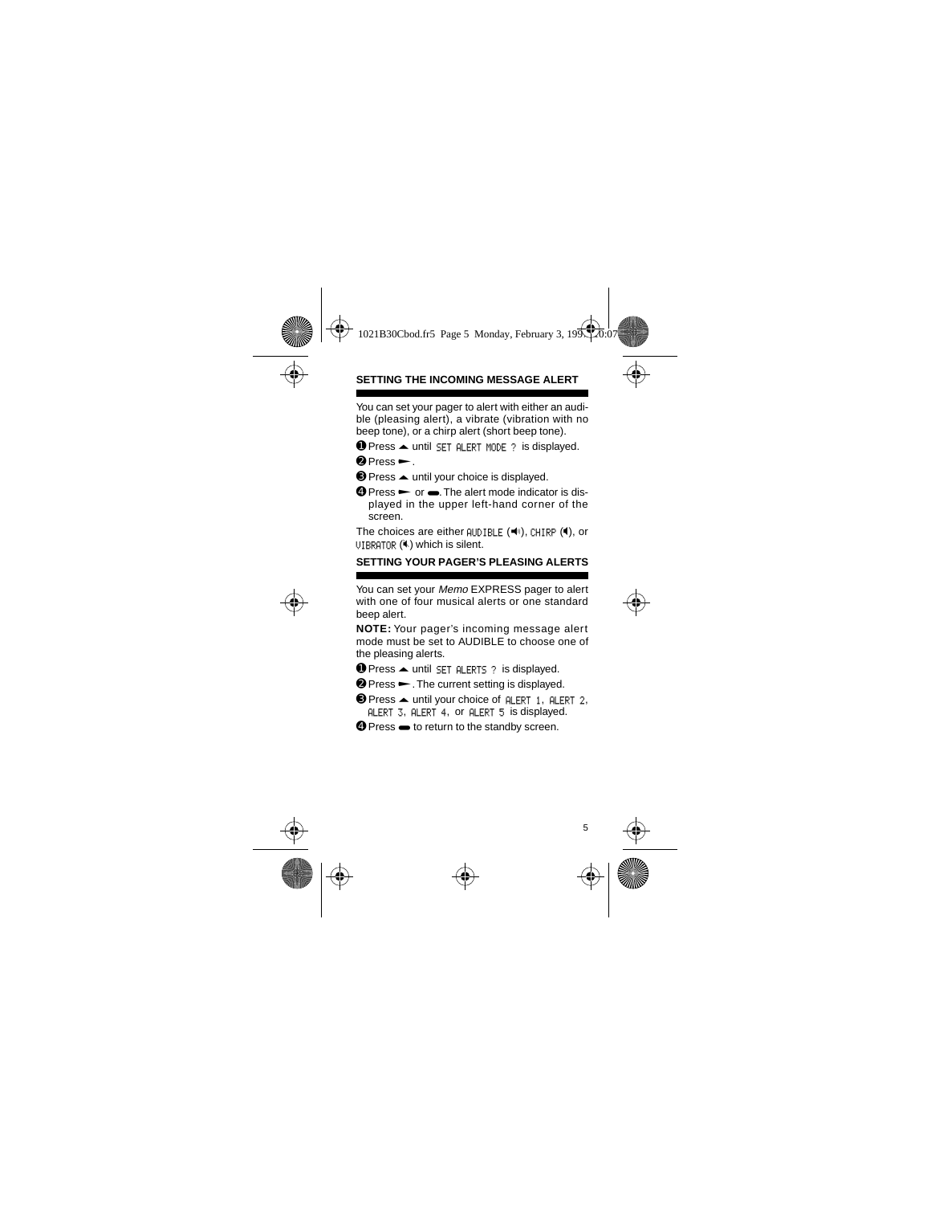## SETTING THE INCOMING MESSAGE ALERT

You can set your pager to alert with either an audible (pleasing alert), a vibrate (vibration with no beep tone), or a chirp alert (short beep tone).

1. Press ▲ until SET ALERT MODE ? is displayed.
2. Press ►.
3. Press ▲ until your choice is displayed.
4. Press ► or ▬. The alert mode indicator is displayed in the upper left-hand corner of the screen.

The choices are either AUDIBLE (◀)), CHIRP (◀), or VIBRATOR (◀) which is silent.

## SETTING YOUR PAGER'S PLEASING ALERTS

You can set your *Memo* EXPRESS pager to alert with one of four musical alerts or one standard beep alert.

**NOTE:** Your pager's incoming message alert mode must be set to AUDIBLE to choose one of the pleasing alerts.

1. Press ▲ until SET ALERTS ? is displayed.
2. Press ►. The current setting is displayed.
3. Press ▲ until your choice of ALERT 1, ALERT 2, ALERT 3, ALERT 4, or ALERT 5 is displayed.
4. Press ▬ to return to the standby screen.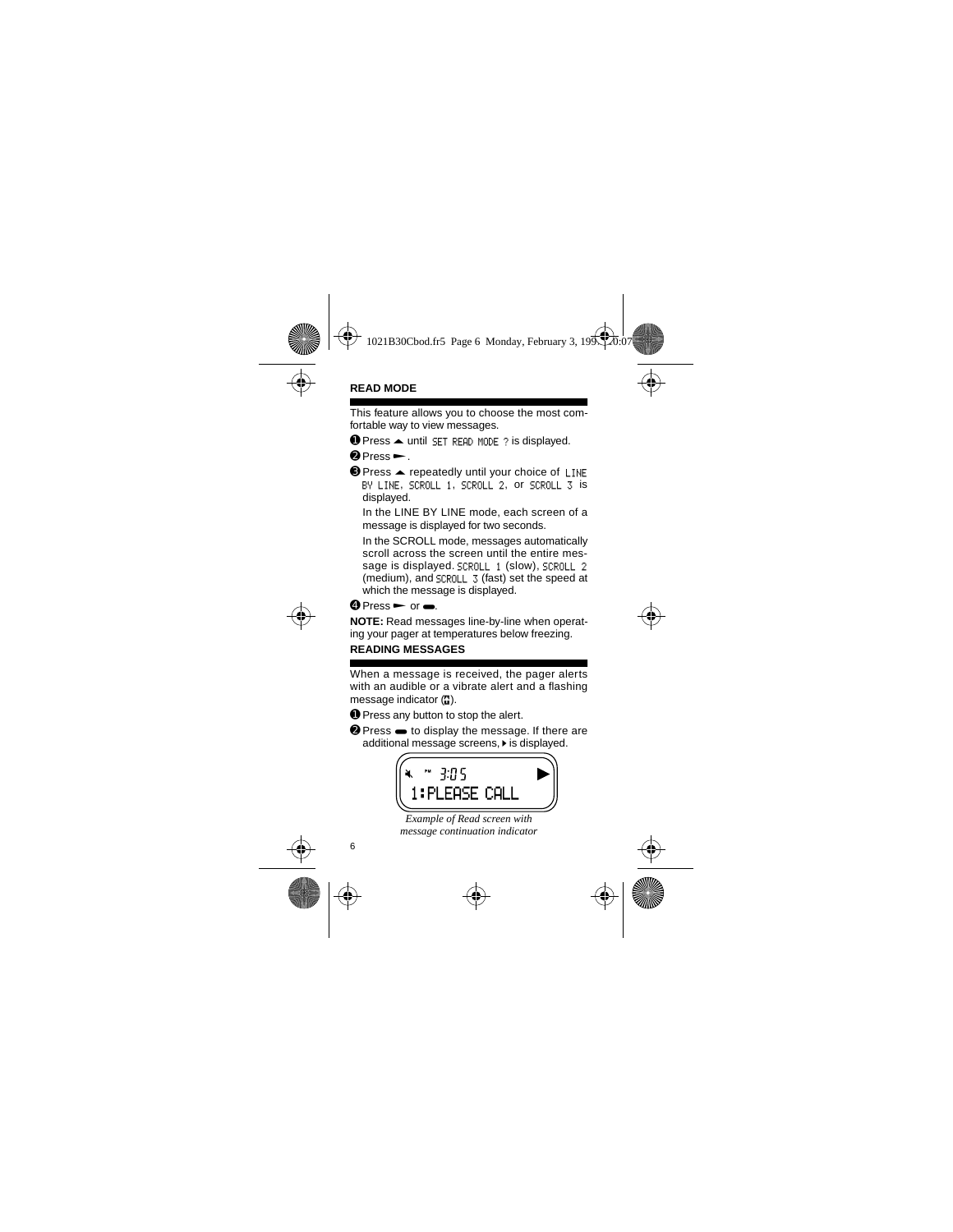## READ MODE

This feature allows you to choose the most comfortable way to view messages.

❶ Press ▲ until SET READ MODE ? is displayed.

❷ Press ►.

❸ Press ▲ repeatedly until your choice of LINE BY LINE, SCROLL 1, SCROLL 2, or SCROLL 3 is displayed.

In the LINE BY LINE mode, each screen of a message is displayed for two seconds.

In the SCROLL mode, messages automatically scroll across the screen until the entire message is displayed. SCROLL 1 (slow), SCROLL 2 (medium), and SCROLL 3 (fast) set the speed at which the message is displayed.

❹ Press ► or ▬.

**NOTE:** Read messages line-by-line when operating your pager at temperatures below freezing.

## READING MESSAGES

When a message is received, the pager alerts with an audible or a vibrate alert and a flashing message indicator.

❶ Press any button to stop the alert.

❷ Press ▬ to display the message. If there are additional message screens, ▸ is displayed.

```
PM 3:05                ▶
1:PLEASE CALL
```

*Example of Read screen with message continuation indicator*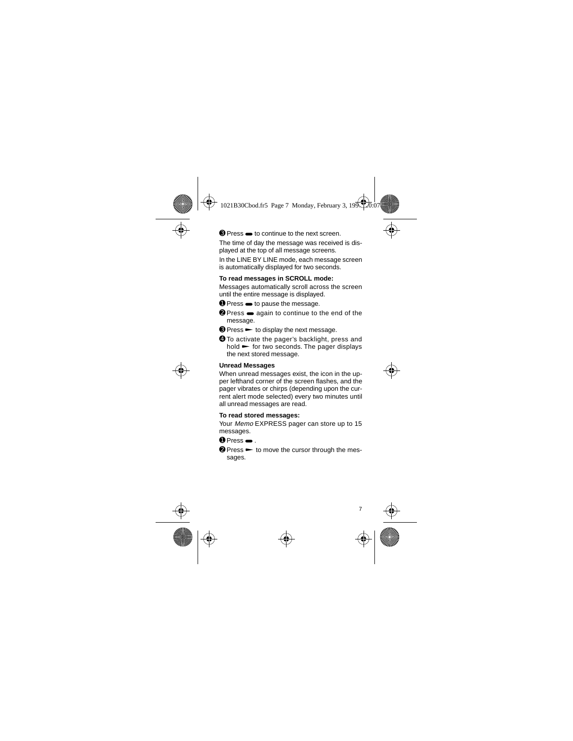❸ Press ▬ to continue to the next screen.

The time of day the message was received is displayed at the top of all message screens.

In the LINE BY LINE mode, each message screen is automatically displayed for two seconds.

**To read messages in SCROLL mode:**

Messages automatically scroll across the screen until the entire message is displayed.

❶ Press ▬ to pause the message.

❷ Press ▬ again to continue to the end of the message.

❸ Press ► to display the next message.

❹ To activate the pager's backlight, press and hold ► for two seconds. The pager displays the next stored message.

**Unread Messages**

When unread messages exist, the icon in the upper lefthand corner of the screen flashes, and the pager vibrates or chirps (depending upon the current alert mode selected) every two minutes until all unread messages are read.

**To read stored messages:**

Your *Memo* EXPRESS pager can store up to 15 messages.

❶ Press ▬ .

❷ Press ► to move the cursor through the messages.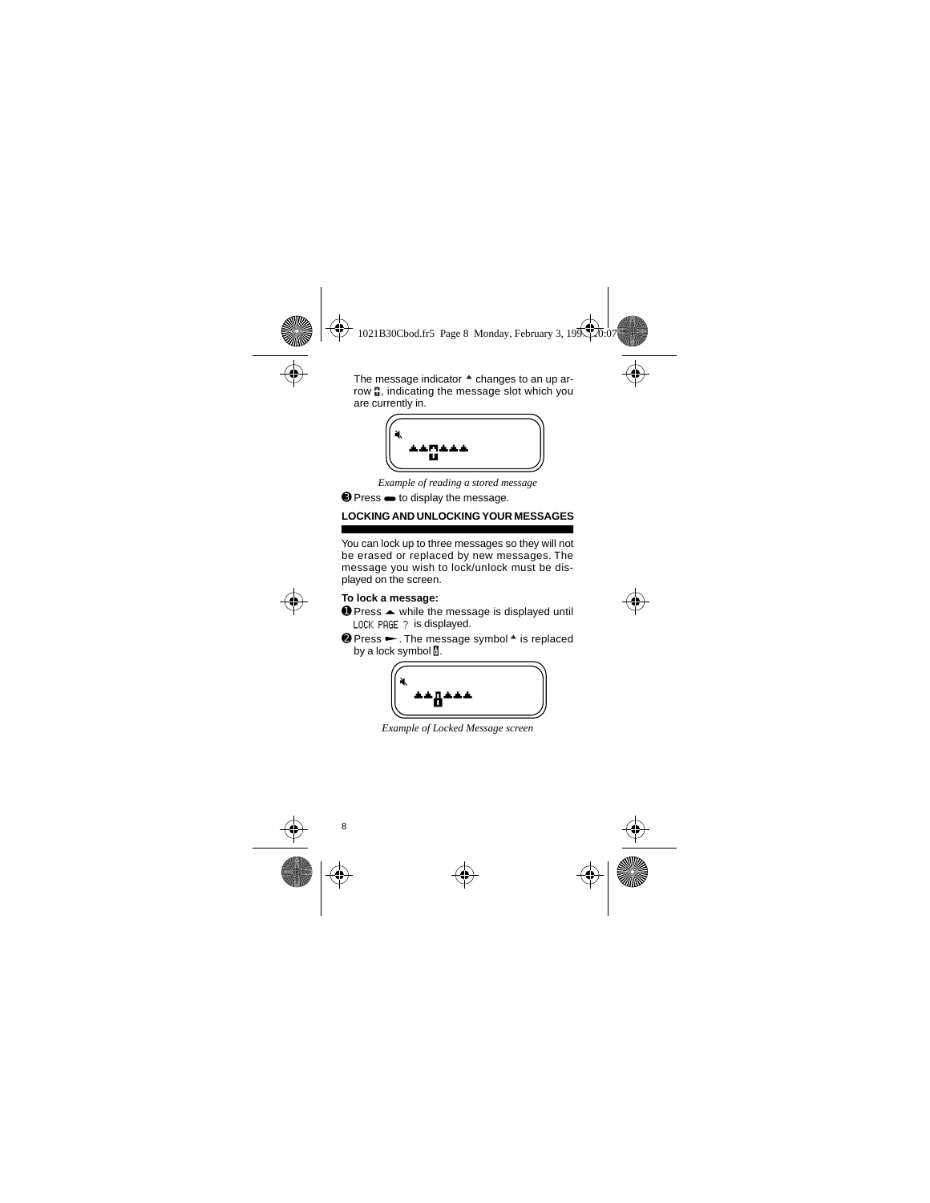The message indicator ▲ changes to an up arrow, indicating the message slot which you are currently in.

*Example of reading a stored message*

❸ Press ▬ to display the message.

## LOCKING AND UNLOCKING YOUR MESSAGES

You can lock up to three messages so they will not be erased or replaced by new messages. The message you wish to lock/unlock must be displayed on the screen.

**To lock a message:**

❶ Press ▲ while the message is displayed until LOCK PAGE ? is displayed.

❷ Press ►. The message symbol ▲ is replaced by a lock symbol.

*Example of Locked Message screen*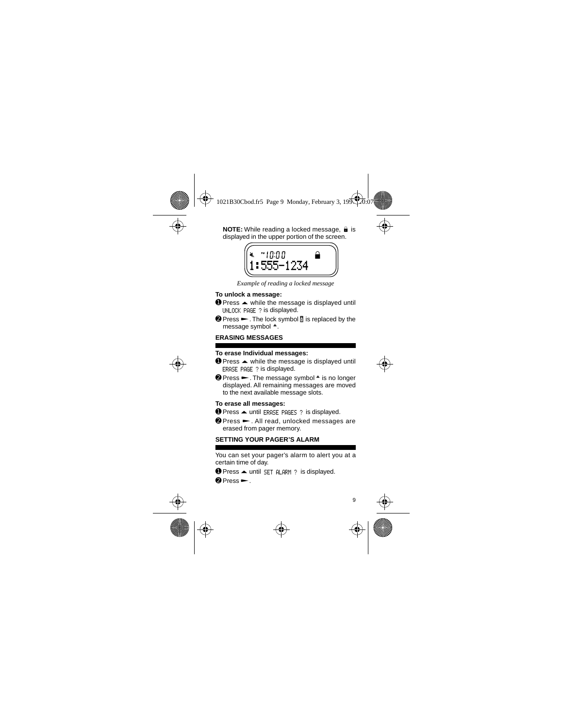**NOTE:** While reading a locked message, 🔒 is displayed in the upper portion of the screen.

*Example of reading a locked message*

**To unlock a message:**

❶ Press ▲ while the message is displayed until UNLOCK PAGE ? is displayed.

❷ Press ►. The lock symbol 🔒 is replaced by the message symbol ▲.

## ERASING MESSAGES

**To erase Individual messages:**

❶ Press ▲ while the message is displayed until ERASE PAGE ? is displayed.

❷ Press ►. The message symbol ▲ is no longer displayed. All remaining messages are moved to the next available message slots.

**To erase all messages:**

❶ Press ▲ until ERASE PAGES ? is displayed.

❷ Press ►. All read, unlocked messages are erased from pager memory.

## SETTING YOUR PAGER'S ALARM

You can set your pager's alarm to alert you at a certain time of day.

❶ Press ▲ until SET ALARM ? is displayed.

❷ Press ►.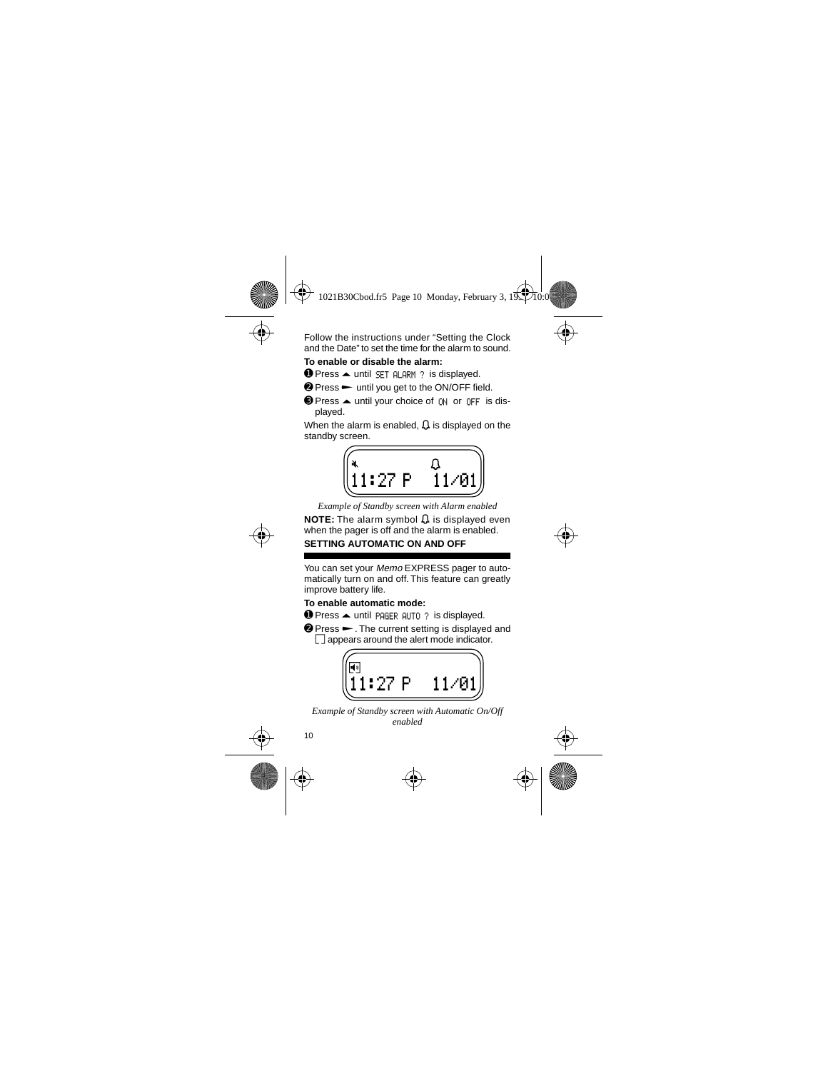Follow the instructions under "Setting the Clock and the Date" to set the time for the alarm to sound.

**To enable or disable the alarm:**

❶ Press ▲ until SET ALARM ? is displayed.

❷ Press ► until you get to the ON/OFF field.

❸ Press ▲ until your choice of ON or OFF is displayed.

When the alarm is enabled, 🔔 is displayed on the standby screen.

```
11:27 P   11/01
```

*Example of Standby screen with Alarm enabled*

**NOTE:** The alarm symbol 🔔 is displayed even when the pager is off and the alarm is enabled.

## SETTING AUTOMATIC ON AND OFF

You can set your *Memo* EXPRESS pager to automatically turn on and off. This feature can greatly improve battery life.

**To enable automatic mode:**

❶ Press ▲ until PAGER AUTO ? is displayed.

❷ Press ►. The current setting is displayed and ☐ appears around the alert mode indicator.

```
11:27 P   11/01
```

*Example of Standby screen with Automatic On/Off enabled*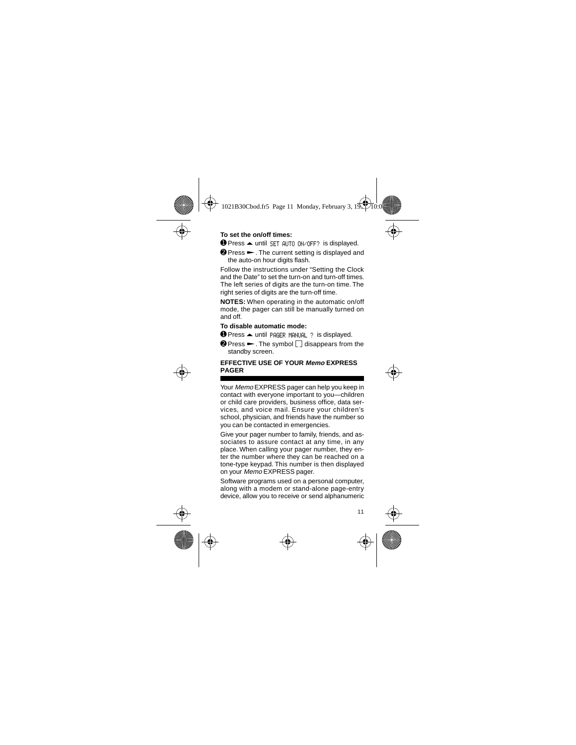**To set the on/off times:**

❶ Press ▲ until SET AUTO ON/OFF? is displayed.

❷ Press ►. The current setting is displayed and the auto-on hour digits flash.

Follow the instructions under “Setting the Clock and the Date” to set the turn-on and turn-off times. The left series of digits are the turn-on time. The right series of digits are the turn-off time.

**NOTES:** When operating in the automatic on/off mode, the pager can still be manually turned on and off.

**To disable automatic mode:**

❶ Press ▲ until PAGER MANUAL ? is displayed.

❷ Press ►. The symbol ⌷ disappears from the standby screen.

## EFFECTIVE USE OF YOUR *Memo* EXPRESS PAGER

Your *Memo* EXPRESS pager can help you keep in contact with everyone important to you—children or child care providers, business office, data services, and voice mail. Ensure your children's school, physician, and friends have the number so you can be contacted in emergencies.

Give your pager number to family, friends, and associates to assure contact at any time, in any place. When calling your pager number, they enter the number where they can be reached on a tone-type keypad. This number is then displayed on your *Memo* EXPRESS pager.

Software programs used on a personal computer, along with a modem or stand-alone page-entry device, allow you to receive or send alphanumeric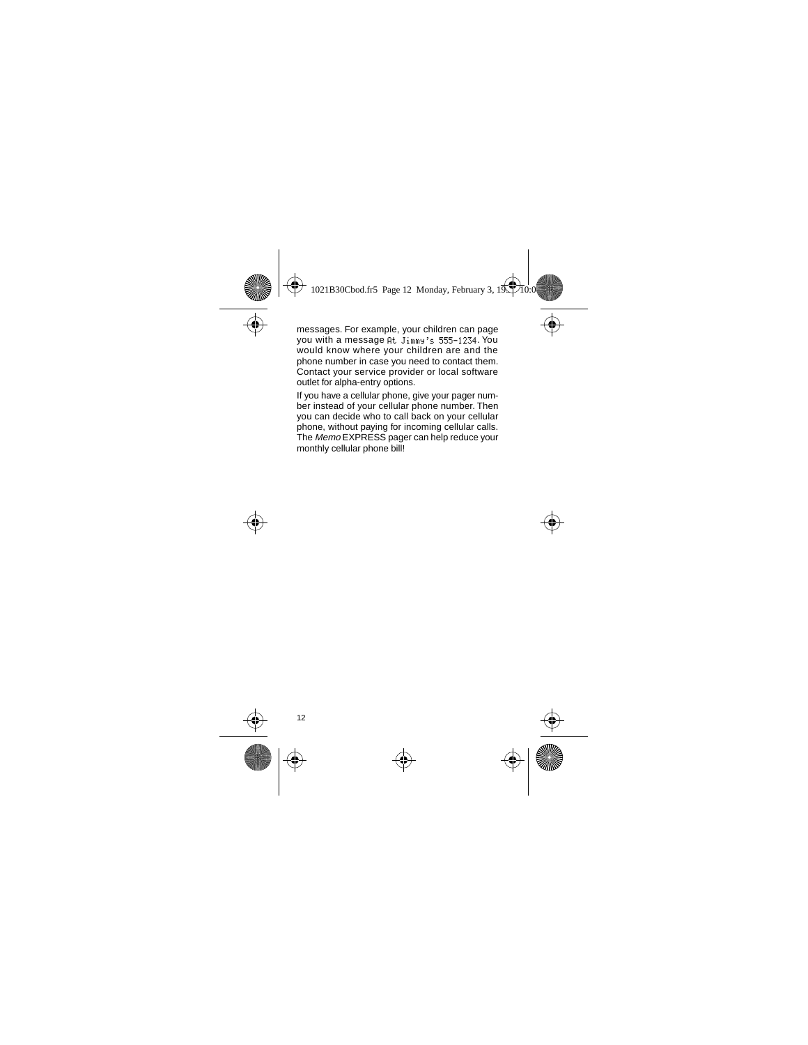messages. For example, your children can page you with a message `At Jimmy's 555-1234`. You would know where your children are and the phone number in case you need to contact them. Contact your service provider or local software outlet for alpha-entry options.

If you have a cellular phone, give your pager number instead of your cellular phone number. Then you can decide who to call back on your cellular phone, without paying for incoming cellular calls. The *Memo* EXPRESS pager can help reduce your monthly cellular phone bill!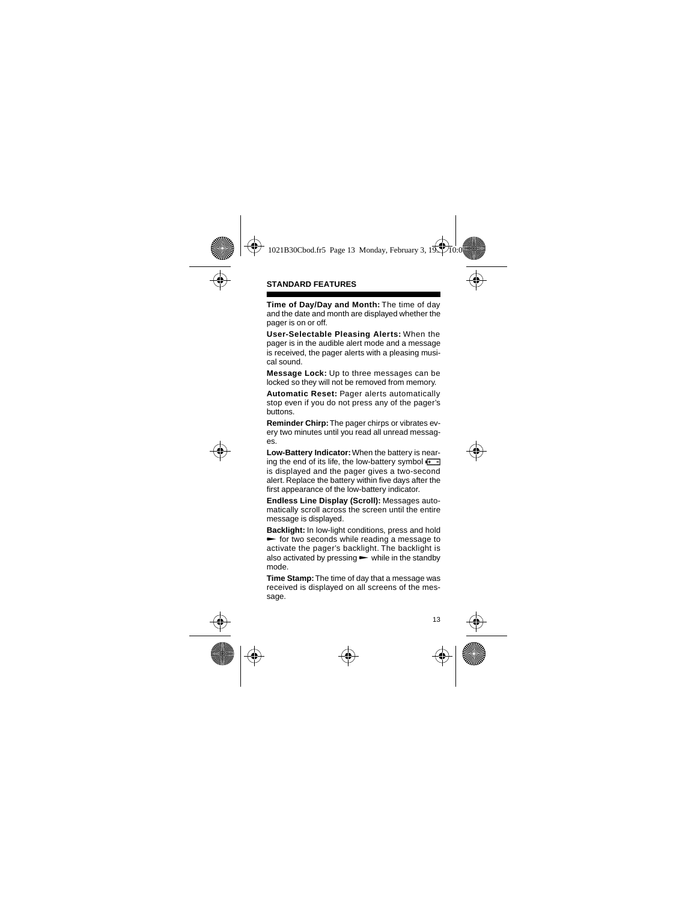## STANDARD FEATURES

**Time of Day/Day and Month:** The time of day and the date and month are displayed whether the pager is on or off.

**User-Selectable Pleasing Alerts:** When the pager is in the audible alert mode and a message is received, the pager alerts with a pleasing musical sound.

**Message Lock:** Up to three messages can be locked so they will not be removed from memory.

**Automatic Reset:** Pager alerts automatically stop even if you do not press any of the pager's buttons.

**Reminder Chirp:** The pager chirps or vibrates every two minutes until you read all unread messages.

**Low-Battery Indicator:** When the battery is nearing the end of its life, the low-battery symbol is displayed and the pager gives a two-second alert. Replace the battery within five days after the first appearance of the low-battery indicator.

**Endless Line Display (Scroll):** Messages automatically scroll across the screen until the entire message is displayed.

**Backlight:** In low-light conditions, press and hold ► for two seconds while reading a message to activate the pager's backlight. The backlight is also activated by pressing ► while in the standby mode.

**Time Stamp:** The time of day that a message was received is displayed on all screens of the message.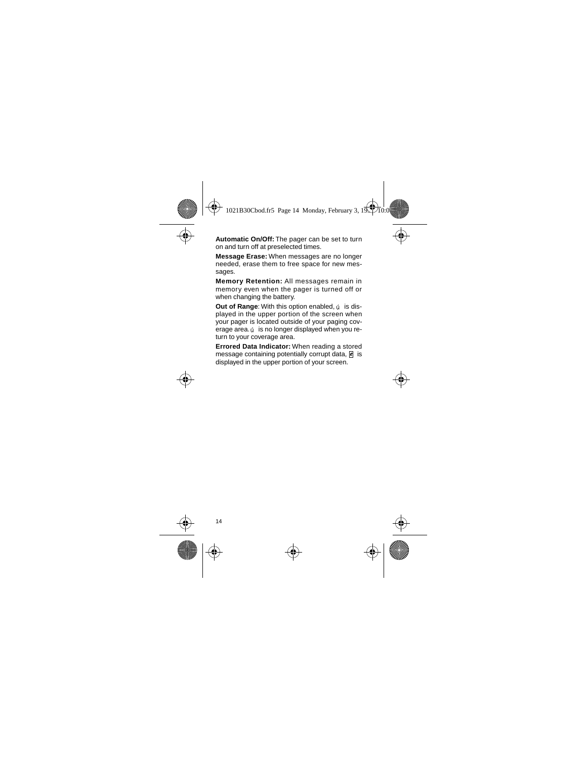**Automatic On/Off:** The pager can be set to turn on and turn off at preselected times.

**Message Erase:** When messages are no longer needed, erase them to free space for new messages.

**Memory Retention:** All messages remain in memory even when the pager is turned off or when changing the battery.

**Out of Range**: With this option enabled, ú is displayed in the upper portion of the screen when your pager is located outside of your paging coverage area. ú is no longer displayed when you return to your coverage area.

**Errored Data Indicator:** When reading a stored message containing potentially corrupt data, e is displayed in the upper portion of your screen.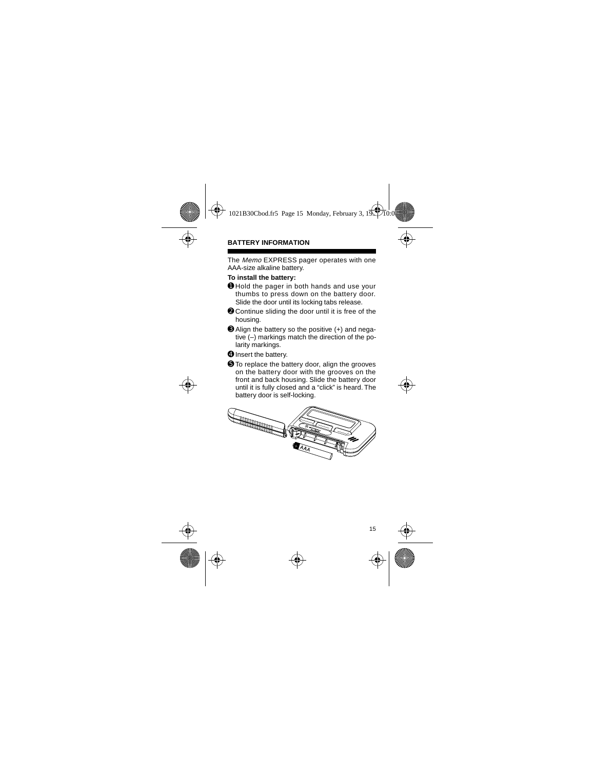## BATTERY INFORMATION

The *Memo* EXPRESS pager operates with one AAA-size alkaline battery.

**To install the battery:**

1. Hold the pager in both hands and use your thumbs to press down on the battery door. Slide the door until its locking tabs release.
2. Continue sliding the door until it is free of the housing.
3. Align the battery so the positive (+) and negative (–) markings match the direction of the polarity markings.
4. Insert the battery.
5. To replace the battery door, align the grooves on the battery door with the grooves on the front and back housing. Slide the battery door until it is fully closed and a "click" is heard. The battery door is self-locking.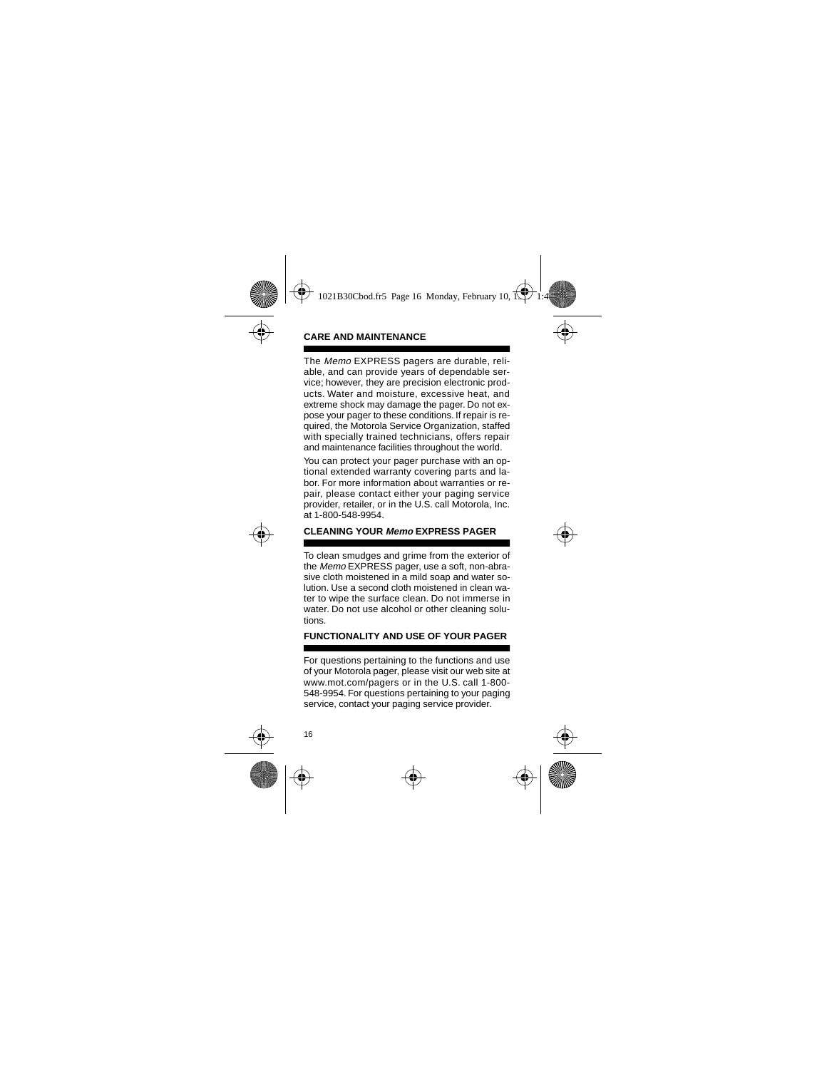## CARE AND MAINTENANCE

The *Memo* EXPRESS pagers are durable, reliable, and can provide years of dependable service; however, they are precision electronic products. Water and moisture, excessive heat, and extreme shock may damage the pager. Do not expose your pager to these conditions. If repair is required, the Motorola Service Organization, staffed with specially trained technicians, offers repair and maintenance facilities throughout the world.

You can protect your pager purchase with an optional extended warranty covering parts and labor. For more information about warranties or repair, please contact either your paging service provider, retailer, or in the U.S. call Motorola, Inc. at 1-800-548-9954.

## CLEANING YOUR *Memo* EXPRESS PAGER

To clean smudges and grime from the exterior of the *Memo* EXPRESS pager, use a soft, non-abrasive cloth moistened in a mild soap and water solution. Use a second cloth moistened in clean water to wipe the surface clean. Do not immerse in water. Do not use alcohol or other cleaning solutions.

## FUNCTIONALITY AND USE OF YOUR PAGER

For questions pertaining to the functions and use of your Motorola pager, please visit our web site at www.mot.com/pagers or in the U.S. call 1-800-548-9954. For questions pertaining to your paging service, contact your paging service provider.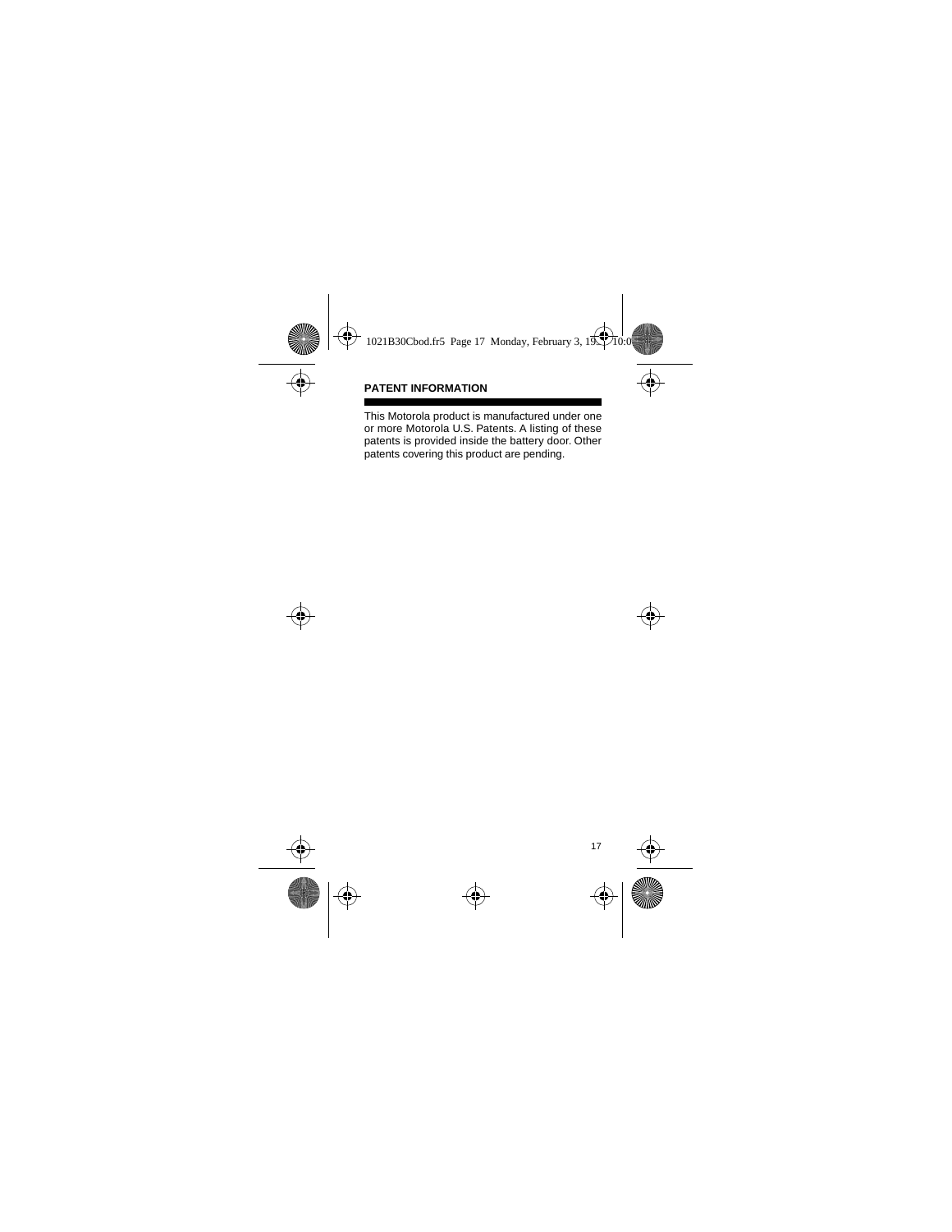## PATENT INFORMATION

This Motorola product is manufactured under one or more Motorola U.S. Patents. A listing of these patents is provided inside the battery door. Other patents covering this product are pending.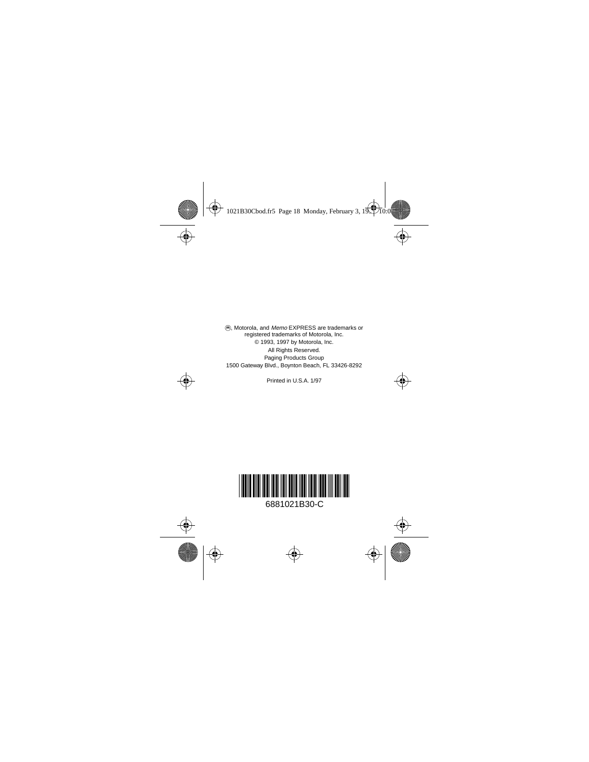Ⓜ, Motorola, and *Memo* EXPRESS are trademarks or registered trademarks of Motorola, Inc.

© 1993, 1997 by Motorola, Inc.

All Rights Reserved.

Paging Products Group

1500 Gateway Blvd., Boynton Beach, FL 33426-8292

Printed in U.S.A. 1/97

6881021B30-C